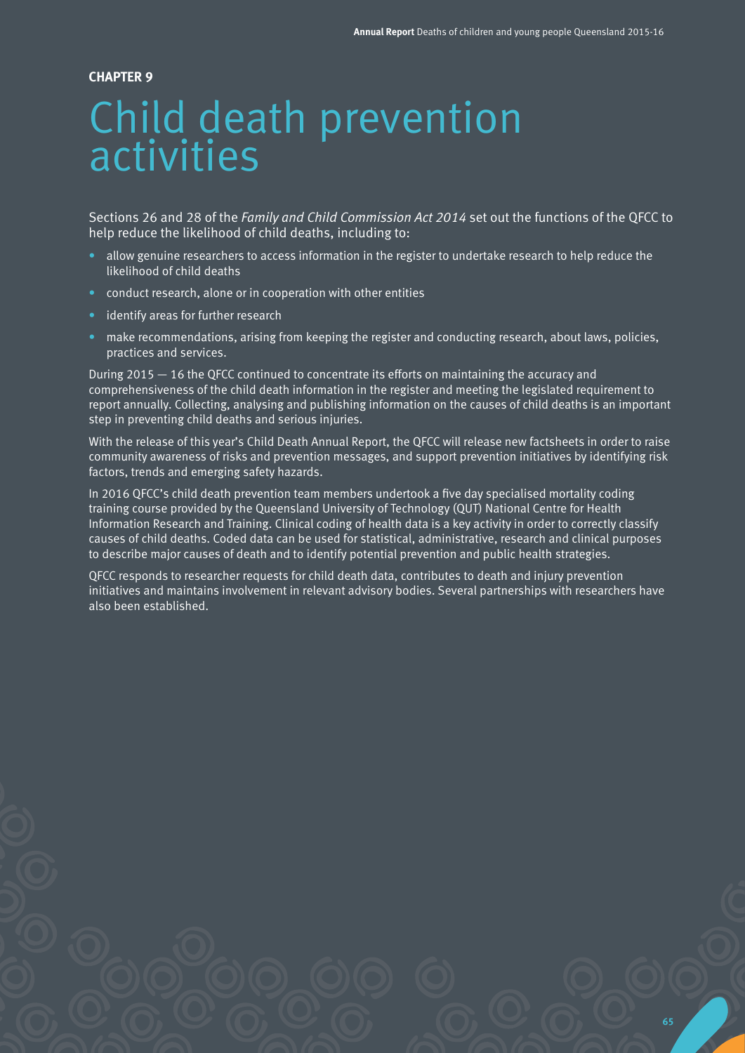**CHAPTER 9**

# Child death prevention activities

Sections 26 and 28 of the *Family and Child Commission Act 2014* set out the functions of the QFCC to help reduce the likelihood of child deaths, including to:

- allow genuine researchers to access information in the register to undertake research to help reduce the likelihood of child deaths
- conduct research, alone or in cooperation with other entities
- identify areas for further research
- make recommendations, arising from keeping the register and conducting research, about laws, policies, practices and services.

During 2015 — 16 the QFCC continued to concentrate its efforts on maintaining the accuracy and comprehensiveness of the child death information in the register and meeting the legislated requirement to report annually. Collecting, analysing and publishing information on the causes of child deaths is an important step in preventing child deaths and serious injuries.

With the release of this year's Child Death Annual Report, the QFCC will release new factsheets in order to raise community awareness of risks and prevention messages, and support prevention initiatives by identifying risk factors, trends and emerging safety hazards.

In 2016 QFCC's child death prevention team members undertook a five day specialised mortality coding training course provided by the Queensland University of Technology (QUT) National Centre for Health Information Research and Training. Clinical coding of health data is a key activity in order to correctly classify causes of child deaths. Coded data can be used for statistical, administrative, research and clinical purposes to describe major causes of death and to identify potential prevention and public health strategies.

QFCC responds to researcher requests for child death data, contributes to death and injury prevention initiatives and maintains involvement in relevant advisory bodies. Several partnerships with researchers have also been established.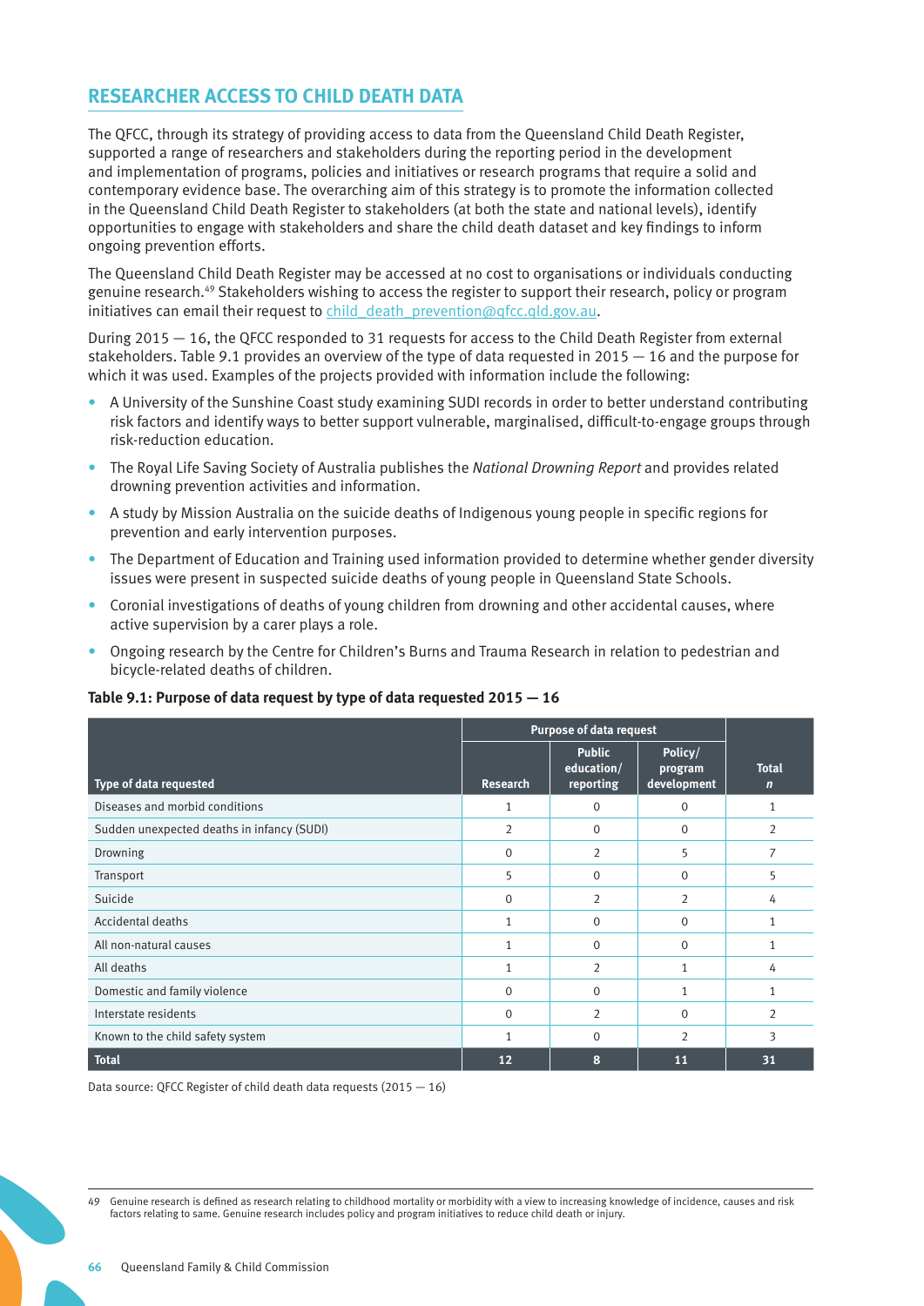## RESEARCHER ACCESS TO CHILD DEATH DATA

The QFCC, through its strategy of providing access to data from the Queensland Child Death Register, supported a range of researchers and stakeholders during the reporting period in the development and implementation of programs, policies and initiatives or research programs that require a solid and contemporary evidence base. The overarching aim of this strategy is to promote the information collected in the Queensland Child Death Register to stakeholders (at both the state and national levels), identify opportunities to engage with stakeholders and share the child death dataset and key findings to inform ongoing prevention efforts.

The Queensland Child Death Register may be accessed at no cost to organisations or individuals conducting genuine research.[49] Stakeholders wishing to access the register to support their research, policy or program initiatives can email their request to child_death_prevention@qfcc.qld.gov.au.

During 2015 — 16, the QFCC responded to 31 requests for access to the Child Death Register from external stakeholders. Table 9.1 provides an overview of the type of data requested in 2015 — 16 and the purpose for which it was used. Examples of the projects provided with information include the following:

- A University of the Sunshine Coast study examining SUDI records in order to better understand contributing risk factors and identify ways to better support vulnerable, marginalised, difficult-to-engage groups through risk-reduction education.
- The Royal Life Saving Society of Australia publishes the *National Drowning Report* and provides related drowning prevention activities and information.
- A study by Mission Australia on the suicide deaths of Indigenous young people in specific regions for prevention and early intervention purposes.
- The Department of Education and Training used information provided to determine whether gender diversity issues were present in suspected suicide deaths of young people in Queensland State Schools.
- Coronial investigations of deaths of young children from drowning and other accidental causes, where active supervision by a carer plays a role.
- Ongoing research by the Centre for Children's Burns and Trauma Research in relation to pedestrian and bicycle-related deaths of children.

**Table 9.1: Purpose of data request by type of data requested 2015 — 16**

| Type of data requested | Purpose of data request | | | Total *n* |
|---|---|---|---|---|
| | Research | Public education/ reporting | Policy/ program development | |
| Diseases and morbid conditions | 1 | 0 | 0 | 1 |
| Sudden unexpected deaths in infancy (SUDI) | 2 | 0 | 0 | 2 |
| Drowning | 0 | 2 | 5 | 7 |
| Transport | 5 | 0 | 0 | 5 |
| Suicide | 0 | 2 | 2 | 4 |
| Accidental deaths | 1 | 0 | 0 | 1 |
| All non-natural causes | 1 | 0 | 0 | 1 |
| All deaths | 1 | 2 | 1 | 4 |
| Domestic and family violence | 0 | 0 | 1 | 1 |
| Interstate residents | 0 | 2 | 0 | 2 |
| Known to the child safety system | 1 | 0 | 2 | 3 |
| **Total** | **12** | **8** | **11** | **31** |

Data source: QFCC Register of child death data requests (2015 — 16)

49 Genuine research is defined as research relating to childhood mortality or morbidity with a view to increasing knowledge of incidence, causes and risk factors relating to same. Genuine research includes policy and program initiatives to reduce child death or injury.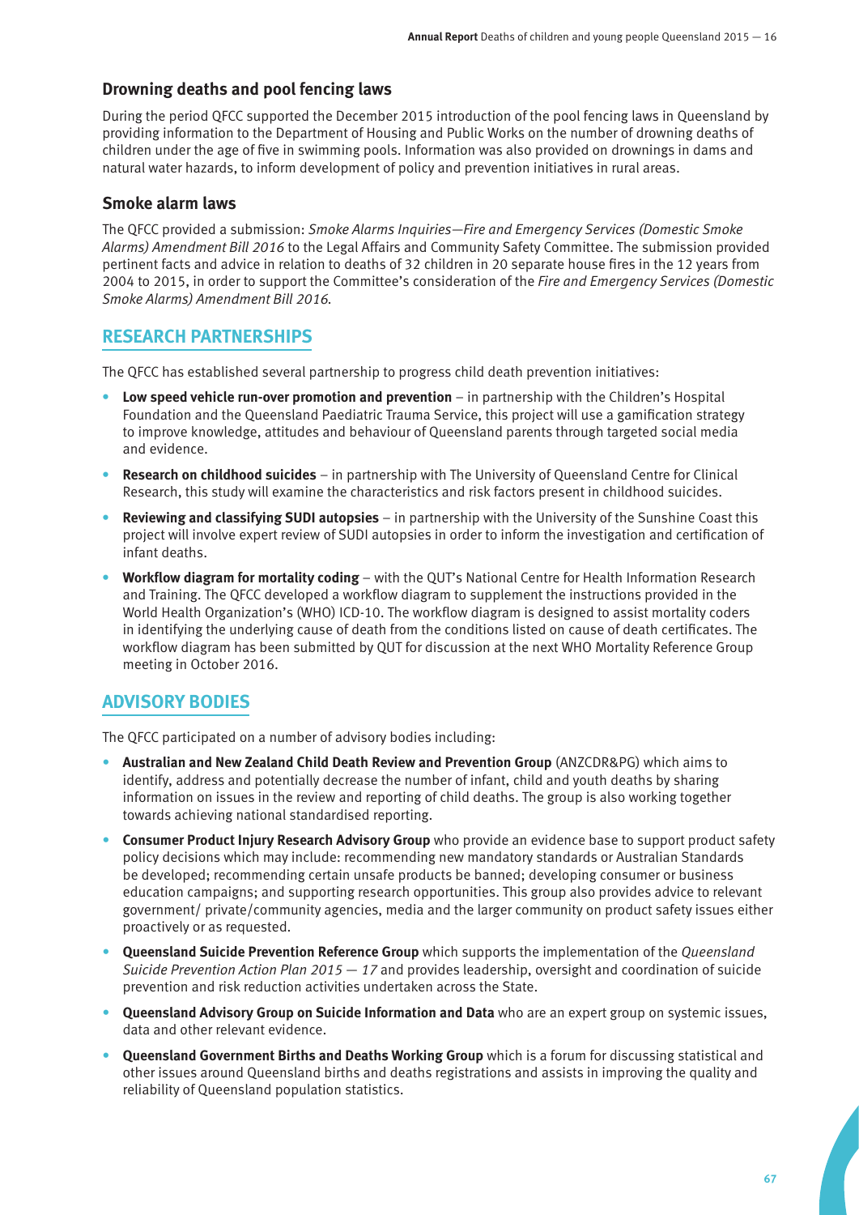### Drowning deaths and pool fencing laws

During the period QFCC supported the December 2015 introduction of the pool fencing laws in Queensland by providing information to the Department of Housing and Public Works on the number of drowning deaths of children under the age of five in swimming pools. Information was also provided on drownings in dams and natural water hazards, to inform development of policy and prevention initiatives in rural areas.

### Smoke alarm laws

The QFCC provided a submission: *Smoke Alarms Inquiries—Fire and Emergency Services (Domestic Smoke Alarms) Amendment Bill 2016* to the Legal Affairs and Community Safety Committee. The submission provided pertinent facts and advice in relation to deaths of 32 children in 20 separate house fires in the 12 years from 2004 to 2015, in order to support the Committee's consideration of the *Fire and Emergency Services (Domestic Smoke Alarms) Amendment Bill 2016*.

## RESEARCH PARTNERSHIPS

The QFCC has established several partnership to progress child death prevention initiatives:

- **Low speed vehicle run-over promotion and prevention** – in partnership with the Children's Hospital Foundation and the Queensland Paediatric Trauma Service, this project will use a gamification strategy to improve knowledge, attitudes and behaviour of Queensland parents through targeted social media and evidence.
- **Research on childhood suicides** – in partnership with The University of Queensland Centre for Clinical Research, this study will examine the characteristics and risk factors present in childhood suicides.
- **Reviewing and classifying SUDI autopsies** – in partnership with the University of the Sunshine Coast this project will involve expert review of SUDI autopsies in order to inform the investigation and certification of infant deaths.
- **Workflow diagram for mortality coding** – with the QUT's National Centre for Health Information Research and Training. The QFCC developed a workflow diagram to supplement the instructions provided in the World Health Organization's (WHO) ICD-10. The workflow diagram is designed to assist mortality coders in identifying the underlying cause of death from the conditions listed on cause of death certificates. The workflow diagram has been submitted by QUT for discussion at the next WHO Mortality Reference Group meeting in October 2016.

## ADVISORY BODIES

The QFCC participated on a number of advisory bodies including:

- **Australian and New Zealand Child Death Review and Prevention Group** (ANZCDR&PG) which aims to identify, address and potentially decrease the number of infant, child and youth deaths by sharing information on issues in the review and reporting of child deaths. The group is also working together towards achieving national standardised reporting.
- **Consumer Product Injury Research Advisory Group** who provide an evidence base to support product safety policy decisions which may include: recommending new mandatory standards or Australian Standards be developed; recommending certain unsafe products be banned; developing consumer or business education campaigns; and supporting research opportunities. This group also provides advice to relevant government/ private/community agencies, media and the larger community on product safety issues either proactively or as requested.
- **Queensland Suicide Prevention Reference Group** which supports the implementation of the *Queensland Suicide Prevention Action Plan 2015 — 17* and provides leadership, oversight and coordination of suicide prevention and risk reduction activities undertaken across the State.
- **Queensland Advisory Group on Suicide Information and Data** who are an expert group on systemic issues, data and other relevant evidence.
- **Queensland Government Births and Deaths Working Group** which is a forum for discussing statistical and other issues around Queensland births and deaths registrations and assists in improving the quality and reliability of Queensland population statistics.